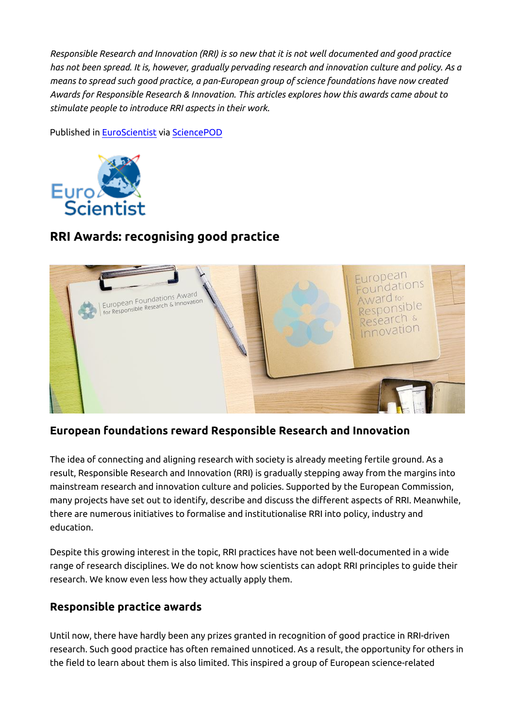*Responsible Research and Innovation (RRI) is so new that it is not well documented and good practice has not been spread. It is, however, gradually pervading research and innovation culture and policy. As a means to spread such good practice, a pan-European group of science foundations have now created Awards for Responsible Research & Innovation. This articles explores how this awards came about to stimulate people to introduce RRI aspects in their work.*

Published in EuroScientist via SciencePOD

## RRI Awards: recognising good practice

### European foundations reward Responsible Research and Innovation

The idea of connecting and aligning research with society is already meeting fertile ground. As a result, Responsible Research and Innovation (RRI) is gradually stepping away from the margins into mainstream research and innovation culture and policies. Supported by the European Commission, many projects have set out to identify, describe and discuss the different aspects of RRI. Meanwhile, there are numerous initiatives to formalise and institutionalise RRI into policy, industry and education.

Despite this growing interest in the topic, RRI practices have not been well-documented in a wide range of research disciplines. We do not know how scientists can adopt RRI principles to guide their research. We know even less how they actually apply them.

### Responsible practice awards

Until now, there have hardly been any prizes granted in recognition of good practice in RRI-driven research. Such good practice has often remained unnoticed. As a result, the opportunity for others in the field to learn about them is also limited. This inspired a group of European science-related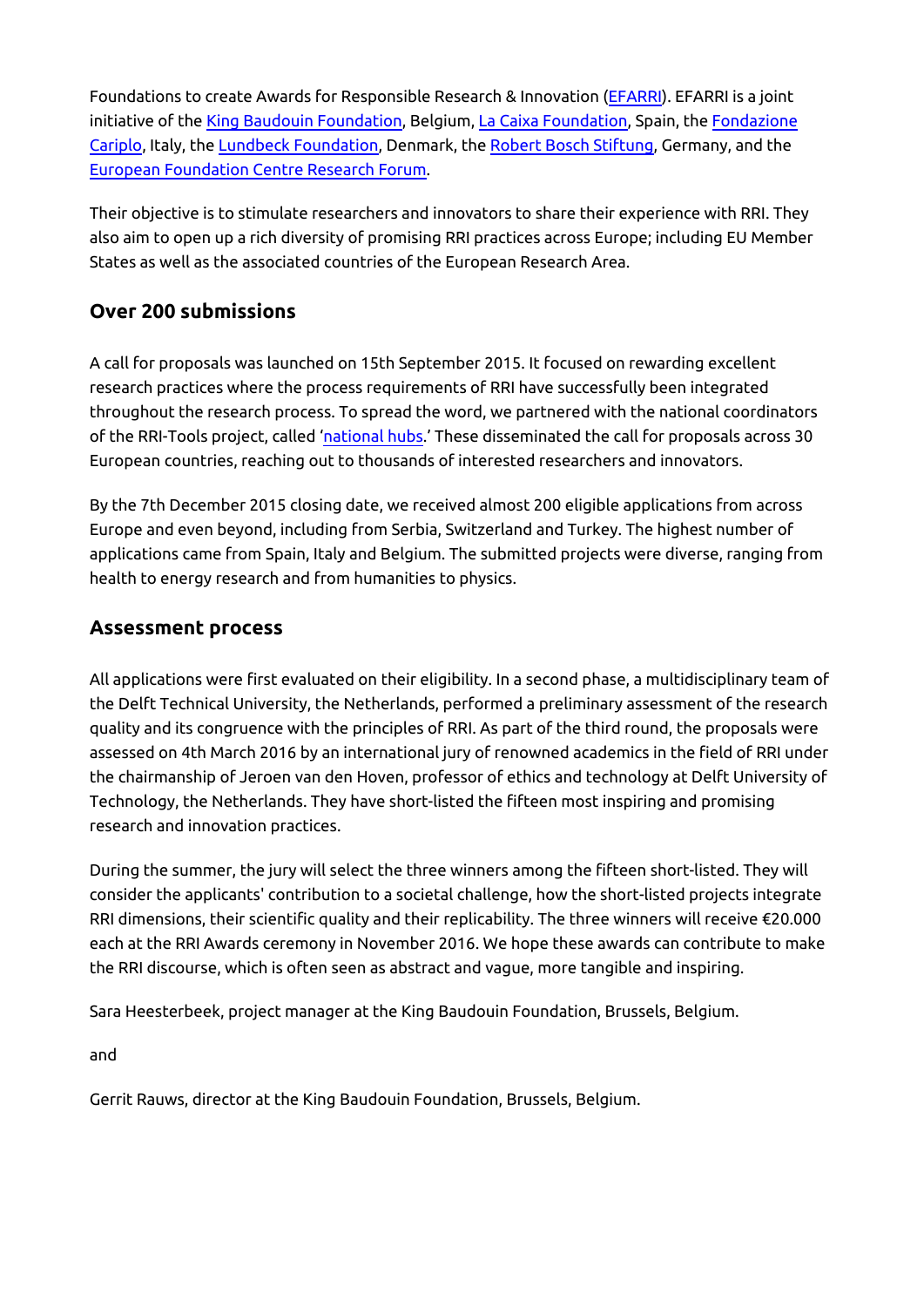Foundations to create Awards for Responsible Research & Innovation (EFARRI). EFARRI is a joint initiative of the King Baudouin Foundation, Belgium, La Caixa Foundation, Spain, the Fondazione Cariplo, Italy, the Lundbeck Foundation, Denmark, the Robert Bosch Stiftung, Germany, and the European Foundation Centre Research Forum.

Their objective is to stimulate researchers and innovators to share their experience with RRI. They also aim to open up a rich diversity of promising RRI practices across Europe; including EU Member States as well as the associated countries of the European Research Area.

## Over 200 submissions

A call for proposals was launched on 15th September 2015. It focused on rewarding excellent research practices where the process requirements of RRI have successfully been integrated throughout the research process. To spread the word, we partnered with the national coordinators of the RRI-Tools project, called 'national hubs.' These disseminated the call for proposals across 30 European countries, reaching out to thousands of interested researchers and innovators.

By the 7th December 2015 closing date, we received almost 200 eligible applications from across Europe and even beyond, including from Serbia, Switzerland and Turkey. The highest number of applications came from Spain, Italy and Belgium. The submitted projects were diverse, ranging from health to energy research and from humanities to physics.

## Assessment process

All applications were first evaluated on their eligibility. In a second phase, a multidisciplinary team of the Delft Technical University, the Netherlands, performed a preliminary assessment of the research quality and its congruence with the principles of RRI. As part of the third round, the proposals were assessed on 4th March 2016 by an international jury of renowned academics in the field of RRI under the chairmanship of Jeroen van den Hoven, professor of ethics and technology at Delft University of Technology, the Netherlands. They have short-listed the fifteen most inspiring and promising research and innovation practices.

During the summer, the jury will select the three winners among the fifteen short-listed. They will consider the applicants' contribution to a societal challenge, how the short-listed projects integrate RRI dimensions, their scientific quality and their replicability. The three winners will receive €20.000 each at the RRI Awards ceremony in November 2016. We hope these awards can contribute to make the RRI discourse, which is often seen as abstract and vague, more tangible and inspiring.

Sara Heesterbeek, project manager at the King Baudouin Foundation, Brussels, Belgium.

and

Gerrit Rauws, director at the King Baudouin Foundation, Brussels, Belgium.